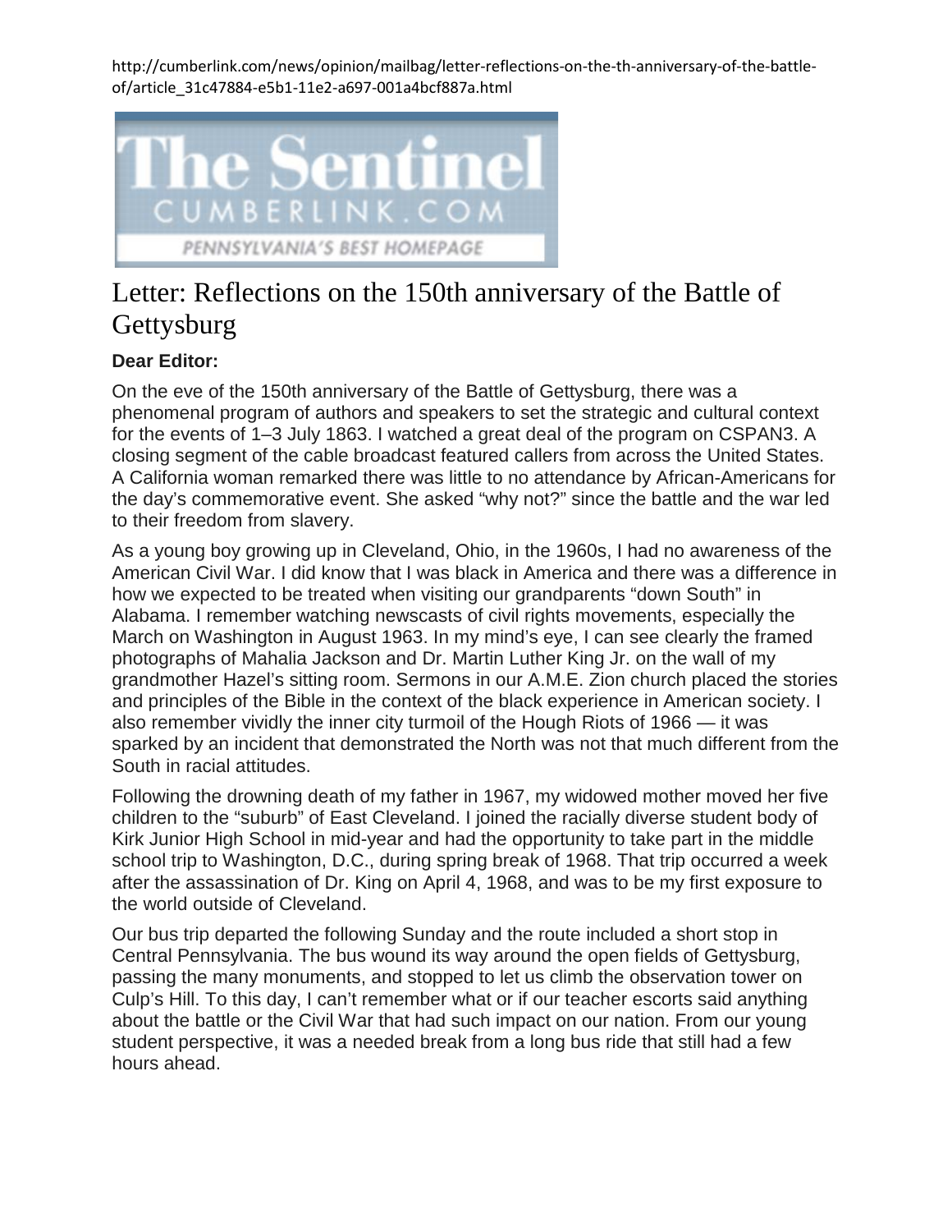http://cumberlink.com/news/opinion/mailbag/letter-reflections-on-the-th-anniversary-of-the-battle-of/article_31c47884-e5b1-11e2-a697-001a4bcf887a.html

The Sentinel
CUMBERLINK.COM
PENNSYLVANIA'S BEST HOMEPAGE

# Letter: Reflections on the 150th anniversary of the Battle of Gettysburg

**Dear Editor:**

On the eve of the 150th anniversary of the Battle of Gettysburg, there was a phenomenal program of authors and speakers to set the strategic and cultural context for the events of 1–3 July 1863. I watched a great deal of the program on CSPAN3. A closing segment of the cable broadcast featured callers from across the United States. A California woman remarked there was little to no attendance by African-Americans for the day's commemorative event. She asked "why not?" since the battle and the war led to their freedom from slavery.

As a young boy growing up in Cleveland, Ohio, in the 1960s, I had no awareness of the American Civil War. I did know that I was black in America and there was a difference in how we expected to be treated when visiting our grandparents "down South" in Alabama. I remember watching newscasts of civil rights movements, especially the March on Washington in August 1963. In my mind's eye, I can see clearly the framed photographs of Mahalia Jackson and Dr. Martin Luther King Jr. on the wall of my grandmother Hazel's sitting room. Sermons in our A.M.E. Zion church placed the stories and principles of the Bible in the context of the black experience in American society. I also remember vividly the inner city turmoil of the Hough Riots of 1966 — it was sparked by an incident that demonstrated the North was not that much different from the South in racial attitudes.

Following the drowning death of my father in 1967, my widowed mother moved her five children to the "suburb" of East Cleveland. I joined the racially diverse student body of Kirk Junior High School in mid-year and had the opportunity to take part in the middle school trip to Washington, D.C., during spring break of 1968. That trip occurred a week after the assassination of Dr. King on April 4, 1968, and was to be my first exposure to the world outside of Cleveland.

Our bus trip departed the following Sunday and the route included a short stop in Central Pennsylvania. The bus wound its way around the open fields of Gettysburg, passing the many monuments, and stopped to let us climb the observation tower on Culp's Hill. To this day, I can't remember what or if our teacher escorts said anything about the battle or the Civil War that had such impact on our nation. From our young student perspective, it was a needed break from a long bus ride that still had a few hours ahead.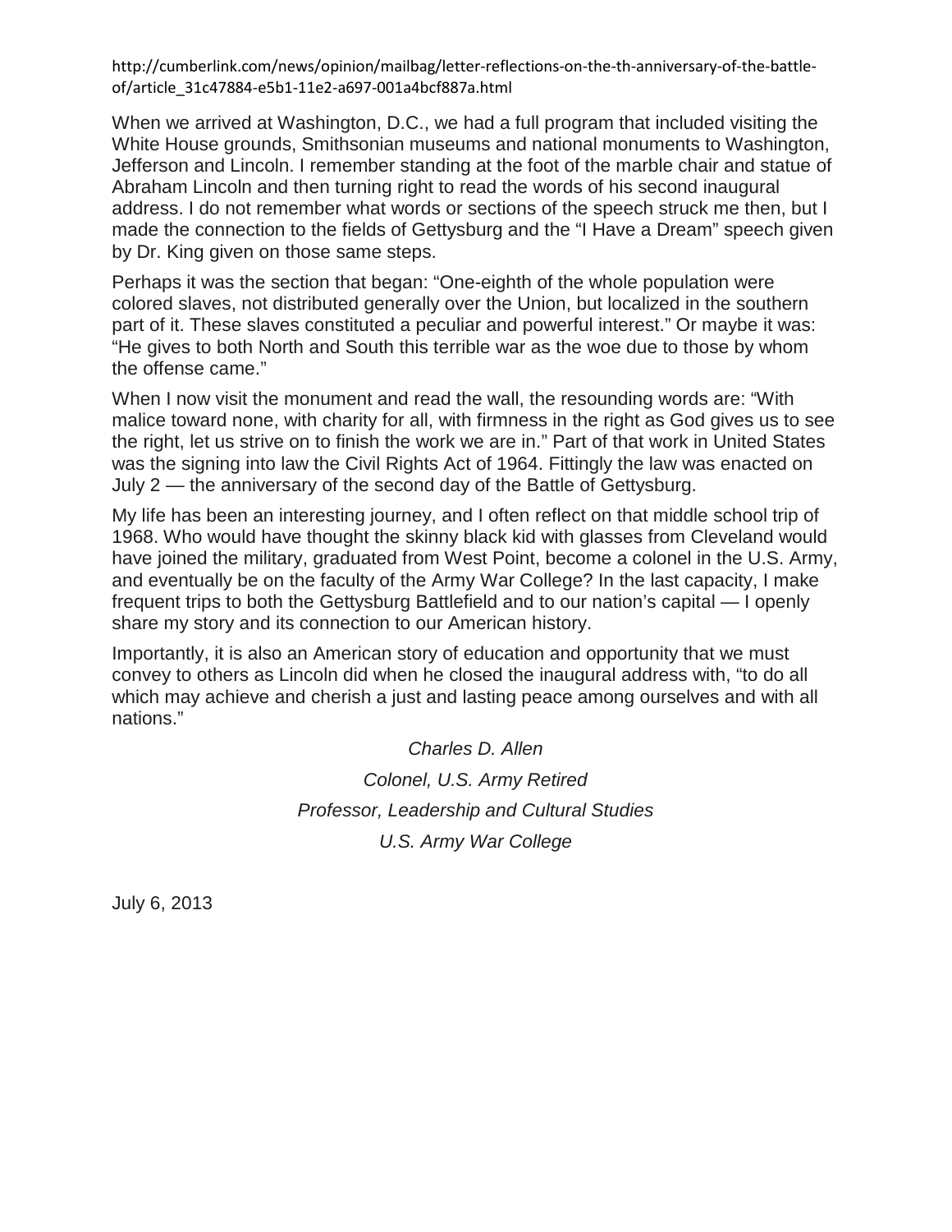http://cumberlink.com/news/opinion/mailbag/letter-reflections-on-the-th-anniversary-of-the-battle-of/article_31c47884-e5b1-11e2-a697-001a4bcf887a.html

When we arrived at Washington, D.C., we had a full program that included visiting the White House grounds, Smithsonian museums and national monuments to Washington, Jefferson and Lincoln. I remember standing at the foot of the marble chair and statue of Abraham Lincoln and then turning right to read the words of his second inaugural address. I do not remember what words or sections of the speech struck me then, but I made the connection to the fields of Gettysburg and the "I Have a Dream" speech given by Dr. King given on those same steps.

Perhaps it was the section that began: "One-eighth of the whole population were colored slaves, not distributed generally over the Union, but localized in the southern part of it. These slaves constituted a peculiar and powerful interest." Or maybe it was: "He gives to both North and South this terrible war as the woe due to those by whom the offense came."

When I now visit the monument and read the wall, the resounding words are: "With malice toward none, with charity for all, with firmness in the right as God gives us to see the right, let us strive on to finish the work we are in." Part of that work in United States was the signing into law the Civil Rights Act of 1964. Fittingly the law was enacted on July 2 — the anniversary of the second day of the Battle of Gettysburg.

My life has been an interesting journey, and I often reflect on that middle school trip of 1968. Who would have thought the skinny black kid with glasses from Cleveland would have joined the military, graduated from West Point, become a colonel in the U.S. Army, and eventually be on the faculty of the Army War College? In the last capacity, I make frequent trips to both the Gettysburg Battlefield and to our nation's capital — I openly share my story and its connection to our American history.

Importantly, it is also an American story of education and opportunity that we must convey to others as Lincoln did when he closed the inaugural address with, "to do all which may achieve and cherish a just and lasting peace among ourselves and with all nations."

*Charles D. Allen*

*Colonel, U.S. Army Retired*

*Professor, Leadership and Cultural Studies*

*U.S. Army War College*

July 6, 2013